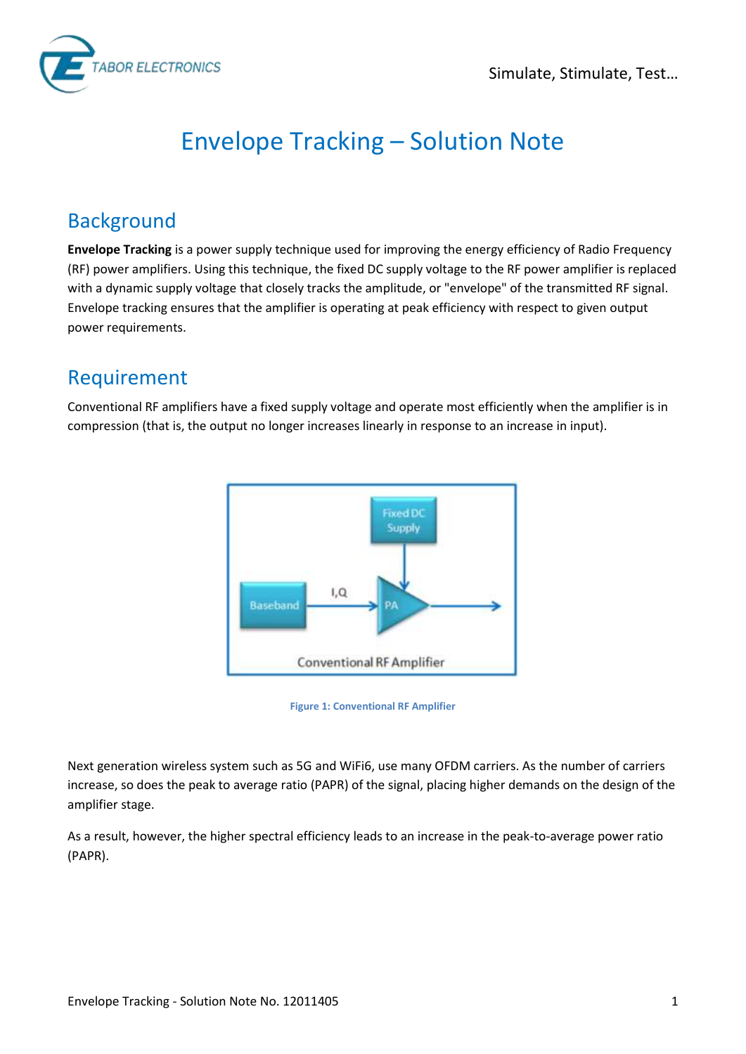# Envelope Tracking – Solution Note

## Background

**Envelope Tracking** is a power supply technique used for improving the energy efficiency of Radio Frequency (RF) power amplifiers. Using this technique, the fixed DC supply voltage to the RF power amplifier is replaced with a dynamic supply voltage that closely tracks the amplitude, or "envelope" of the transmitted RF signal. Envelope tracking ensures that the amplifier is operating at peak efficiency with respect to given output power requirements.

## Requirement

Conventional RF amplifiers have a fixed supply voltage and operate most efficiently when the amplifier is in compression (that is, the output no longer increases linearly in response to an increase in input).

Figure 1: Conventional RF Amplifier

Next generation wireless system such as 5G and WiFi6, use many OFDM carriers. As the number of carriers increase, so does the peak to average ratio (PAPR) of the signal, placing higher demands on the design of the amplifier stage.

As a result, however, the higher spectral efficiency leads to an increase in the peak-to-average power ratio (PAPR).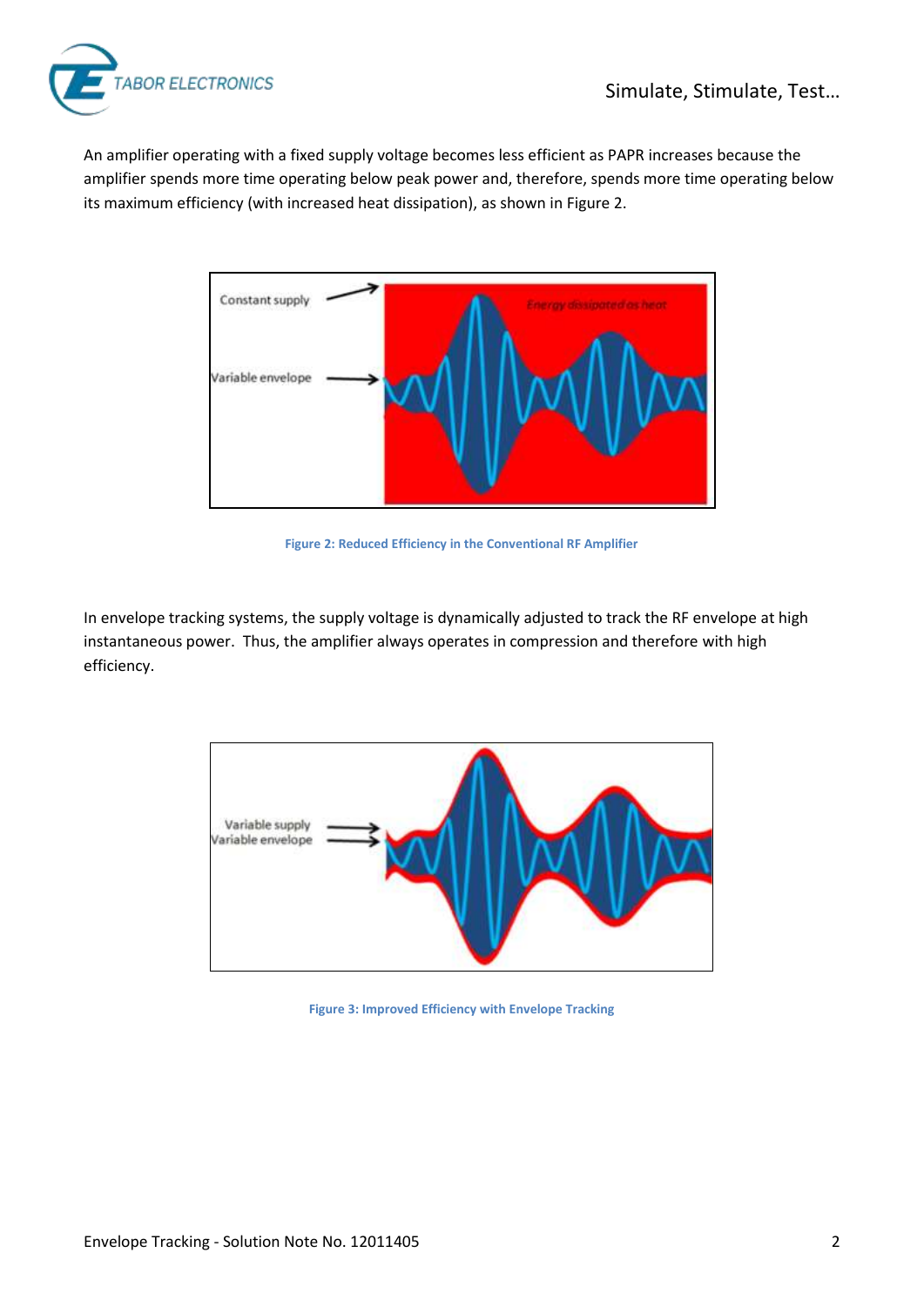An amplifier operating with a fixed supply voltage becomes less efficient as PAPR increases because the amplifier spends more time operating below peak power and, therefore, spends more time operating below its maximum efficiency (with increased heat dissipation), as shown in Figure 2.

**Figure 2: Reduced Efficiency in the Conventional RF Amplifier**

In envelope tracking systems, the supply voltage is dynamically adjusted to track the RF envelope at high instantaneous power. Thus, the amplifier always operates in compression and therefore with high efficiency.

**Figure 3: Improved Efficiency with Envelope Tracking**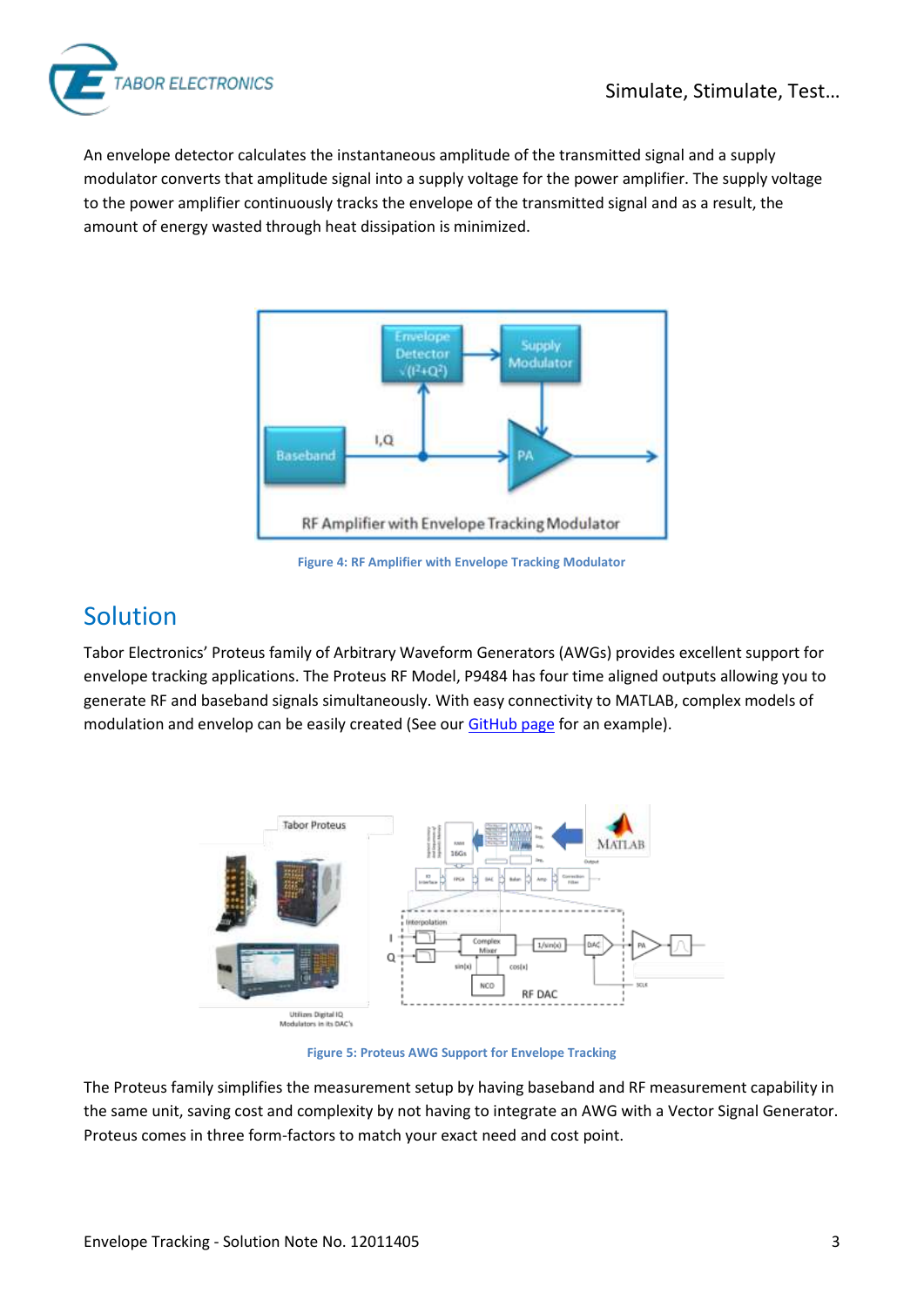An envelope detector calculates the instantaneous amplitude of the transmitted signal and a supply modulator converts that amplitude signal into a supply voltage for the power amplifier. The supply voltage to the power amplifier continuously tracks the envelope of the transmitted signal and as a result, the amount of energy wasted through heat dissipation is minimized.

Figure 4: RF Amplifier with Envelope Tracking Modulator

## Solution

Tabor Electronics' Proteus family of Arbitrary Waveform Generators (AWGs) provides excellent support for envelope tracking applications. The Proteus RF Model, P9484 has four time aligned outputs allowing you to generate RF and baseband signals simultaneously. With easy connectivity to MATLAB, complex models of modulation and envelop can be easily created (See our GitHub page for an example).

Figure 5: Proteus AWG Support for Envelope Tracking

The Proteus family simplifies the measurement setup by having baseband and RF measurement capability in the same unit, saving cost and complexity by not having to integrate an AWG with a Vector Signal Generator. Proteus comes in three form-factors to match your exact need and cost point.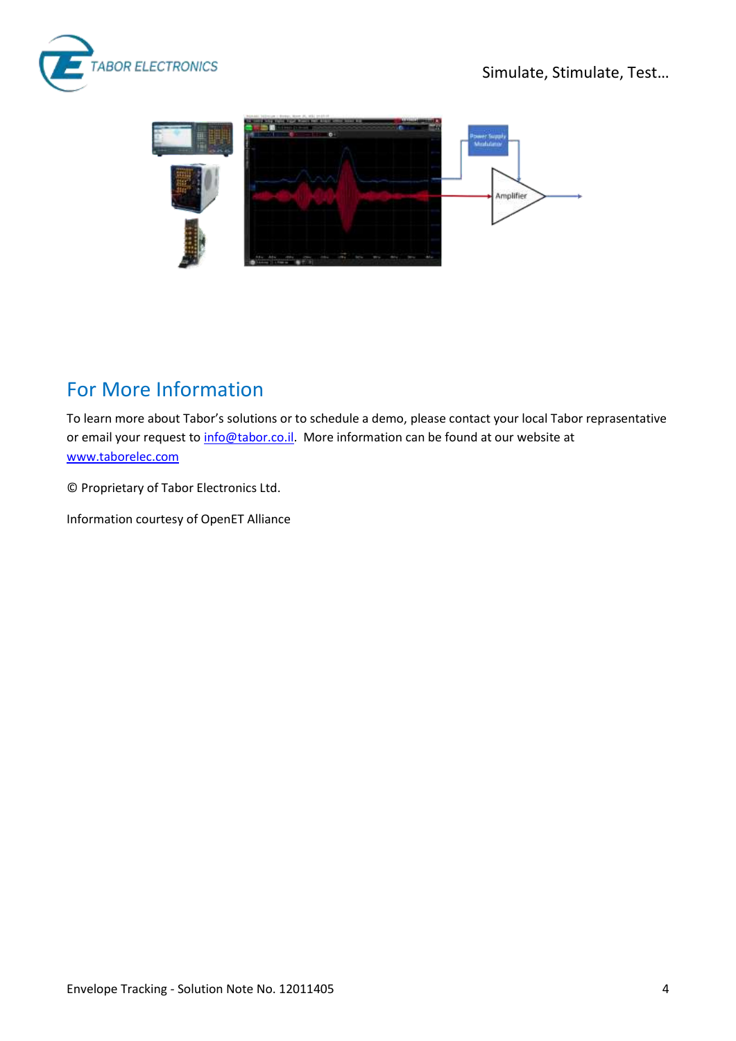## For More Information

To learn more about Tabor's solutions or to schedule a demo, please contact your local Tabor reprasentative or email your request to [info@tabor.co.il](mailto:info@tabor.co.il). More information can be found at our website at [www.taborelec.com](http://www.taborelec.com)

© Proprietary of Tabor Electronics Ltd.

Information courtesy of OpenET Alliance